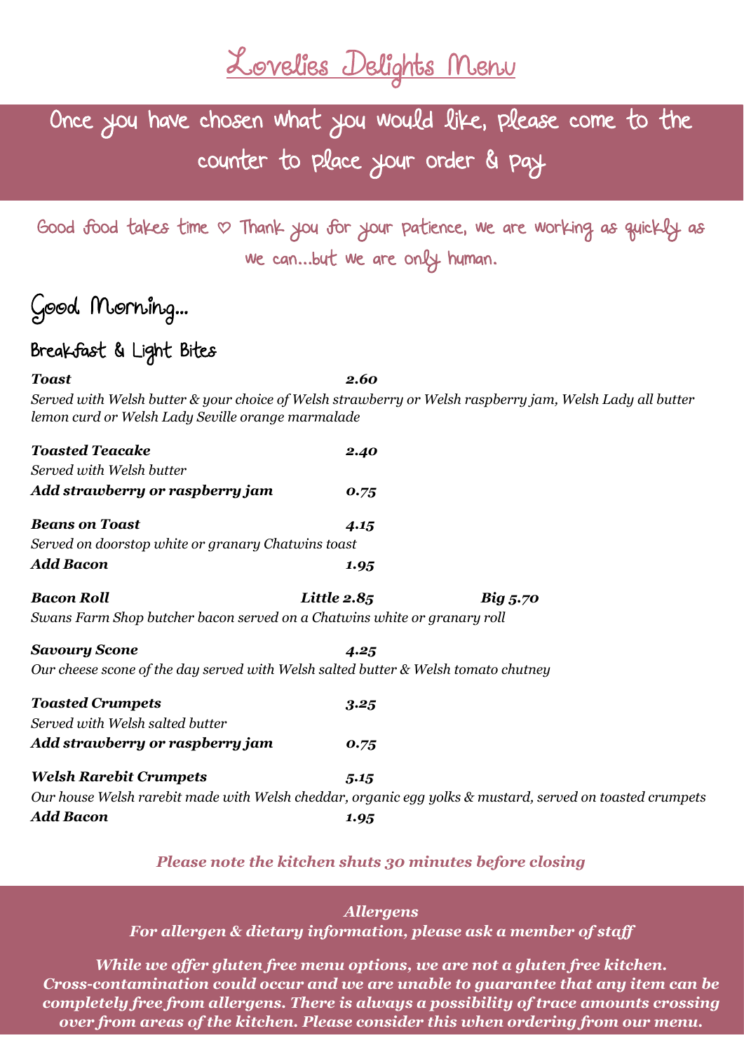# Lovelies Delights Menu

**Once you have chosen what you would like, please come to the counter to place your order & pay**

Good food takes time ♡ Thank you for your patience, we are working as quickly as we can…but we are only human.

## Good Morning…

### Breakfast & Light Bites

***Toast*** ***2.60***

*Served with Welsh butter & your choice of Welsh strawberry or Welsh raspberry jam, Welsh Lady all butter lemon curd or Welsh Lady Seville orange marmalade*

***Toasted Teacake*** ***2.40***

*Served with Welsh butter*

***Add strawberry or raspberry jam*** ***0.75***

***Beans on Toast*** ***4.15***

*Served on doorstop white or granary Chatwins toast*

***Add Bacon*** ***1.95***

***Bacon Roll*** ***Little 2.85*** ***Big 5.70***

*Swans Farm Shop butcher bacon served on a Chatwins white or granary roll*

***Savoury Scone*** ***4.25***

*Our cheese scone of the day served with Welsh salted butter & Welsh tomato chutney*

***Toasted Crumpets*** ***3.25***

*Served with Welsh salted butter*

***Add strawberry or raspberry jam*** ***0.75***

***Welsh Rarebit Crumpets*** ***5.15***

*Our house Welsh rarebit made with Welsh cheddar, organic egg yolks & mustard, served on toasted crumpets*

***Add Bacon*** ***1.95***

***Please note the kitchen shuts 30 minutes before closing***

***Allergens***

***For allergen & dietary information, please ask a member of staff***

***While we offer gluten free menu options, we are not a gluten free kitchen. Cross-contamination could occur and we are unable to guarantee that any item can be completely free from allergens. There is always a possibility of trace amounts crossing over from areas of the kitchen. Please consider this when ordering from our menu.***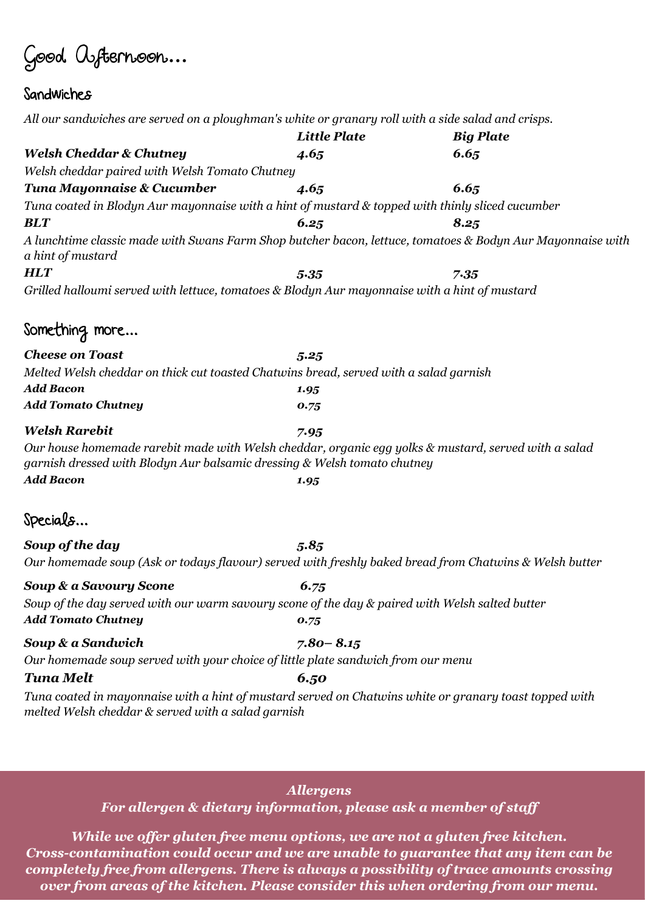# Good Afternoon...

## Sandwiches

*All our sandwiches are served on a ploughman's white or granary roll with a side salad and crisps.*

| | ***Little Plate*** | ***Big Plate*** |
|---|---|---|
| ***Welsh Cheddar & Chutney*** | ***4.65*** | ***6.65*** |
| *Welsh cheddar paired with Welsh Tomato Chutney* | | |
| ***Tuna Mayonnaise & Cucumber*** | ***4.65*** | ***6.65*** |
| *Tuna coated in Blodyn Aur mayonnaise with a hint of mustard & topped with thinly sliced cucumber* | | |
| ***BLT*** | ***6.25*** | ***8.25*** |
| *A lunchtime classic made with Swans Farm Shop butcher bacon, lettuce, tomatoes & Bodyn Aur Mayonnaise with a hint of mustard* | | |
| ***HLT*** | ***5.35*** | ***7.35*** |
| *Grilled halloumi served with lettuce, tomatoes & Blodyn Aur mayonnaise with a hint of mustard* | | |

## Something more...

***Cheese on Toast*** ***5.25***

*Melted Welsh cheddar on thick cut toasted Chatwins bread, served with a salad garnish*

***Add Bacon*** ***1.95***

***Add Tomato Chutney*** ***0.75***

***Welsh Rarebit*** ***7.95***

*Our house homemade rarebit made with Welsh cheddar, organic egg yolks & mustard, served with a salad garnish dressed with Blodyn Aur balsamic dressing & Welsh tomato chutney*

***Add Bacon*** ***1.95***

## Specials...

***Soup of the day*** ***5.85***

*Our homemade soup (Ask or todays flavour) served with freshly baked bread from Chatwins & Welsh butter*

***Soup & a Savoury Scone*** ***6.75***

*Soup of the day served with our warm savoury scone of the day & paired with Welsh salted butter*

***Add Tomato Chutney*** ***0.75***

***Soup & a Sandwich*** ***7.80– 8.15***

*Our homemade soup served with your choice of little plate sandwich from our menu*

***Tuna Melt*** ***6.50***

*Tuna coated in mayonnaise with a hint of mustard served on Chatwins white or granary toast topped with melted Welsh cheddar & served with a salad garnish*

***Allergens***

***For allergen & dietary information, please ask a member of staff***

***While we offer gluten free menu options, we are not a gluten free kitchen. Cross-contamination could occur and we are unable to guarantee that any item can be completely free from allergens. There is always a possibility of trace amounts crossing over from areas of the kitchen. Please consider this when ordering from our menu.***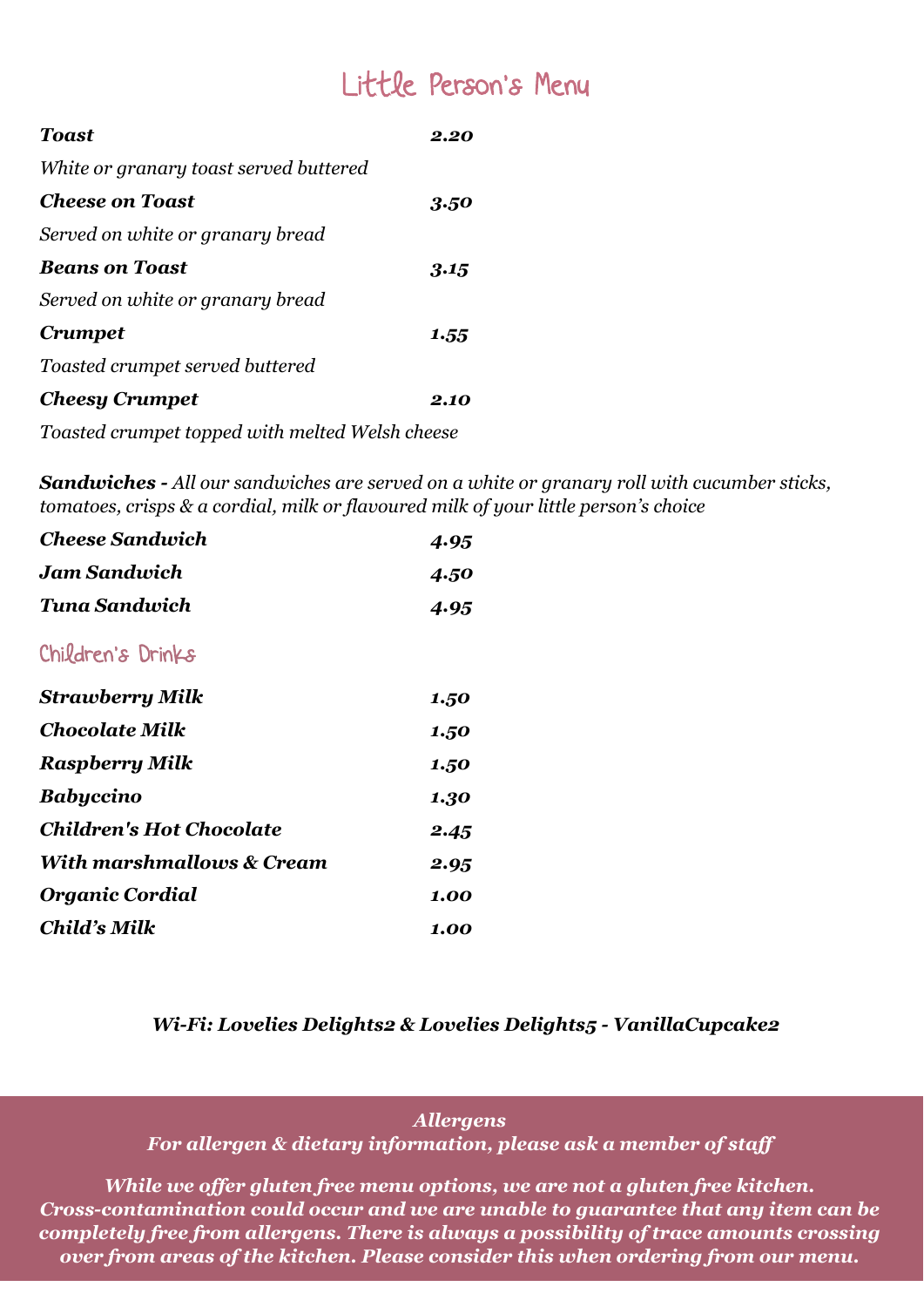# Little Person's Menu

| | |
|---|---|
| ***Toast*** | ***2.20*** |
| *White or granary toast served buttered* | |
| ***Cheese on Toast*** | ***3.50*** |
| *Served on white or granary bread* | |
| ***Beans on Toast*** | ***3.15*** |
| *Served on white or granary bread* | |
| ***Crumpet*** | ***1.55*** |
| *Toasted crumpet served buttered* | |
| ***Cheesy Crumpet*** | ***2.10*** |
| *Toasted crumpet topped with melted Welsh cheese* | |

***Sandwiches -*** *All our sandwiches are served on a white or granary roll with cucumber sticks, tomatoes, crisps & a cordial, milk or flavoured milk of your little person's choice*

| | |
|---|---|
| ***Cheese Sandwich*** | ***4.95*** |
| ***Jam Sandwich*** | ***4.50*** |
| ***Tuna Sandwich*** | ***4.95*** |

## Children's Drinks

| | |
|---|---|
| ***Strawberry Milk*** | ***1.50*** |
| ***Chocolate Milk*** | ***1.50*** |
| ***Raspberry Milk*** | ***1.50*** |
| ***Babyccino*** | ***1.30*** |
| ***Children's Hot Chocolate*** | ***2.45*** |
| ***With marshmallows & Cream*** | ***2.95*** |
| ***Organic Cordial*** | ***1.00*** |
| ***Child's Milk*** | ***1.00*** |

***Wi-Fi: Lovelies Delights2 & Lovelies Delights5 - VanillaCupcake2***

***Allergens***
***For allergen & dietary information, please ask a member of staff***

***While we offer gluten free menu options, we are not a gluten free kitchen. Cross-contamination could occur and we are unable to guarantee that any item can be completely free from allergens. There is always a possibility of trace amounts crossing over from areas of the kitchen. Please consider this when ordering from our menu.***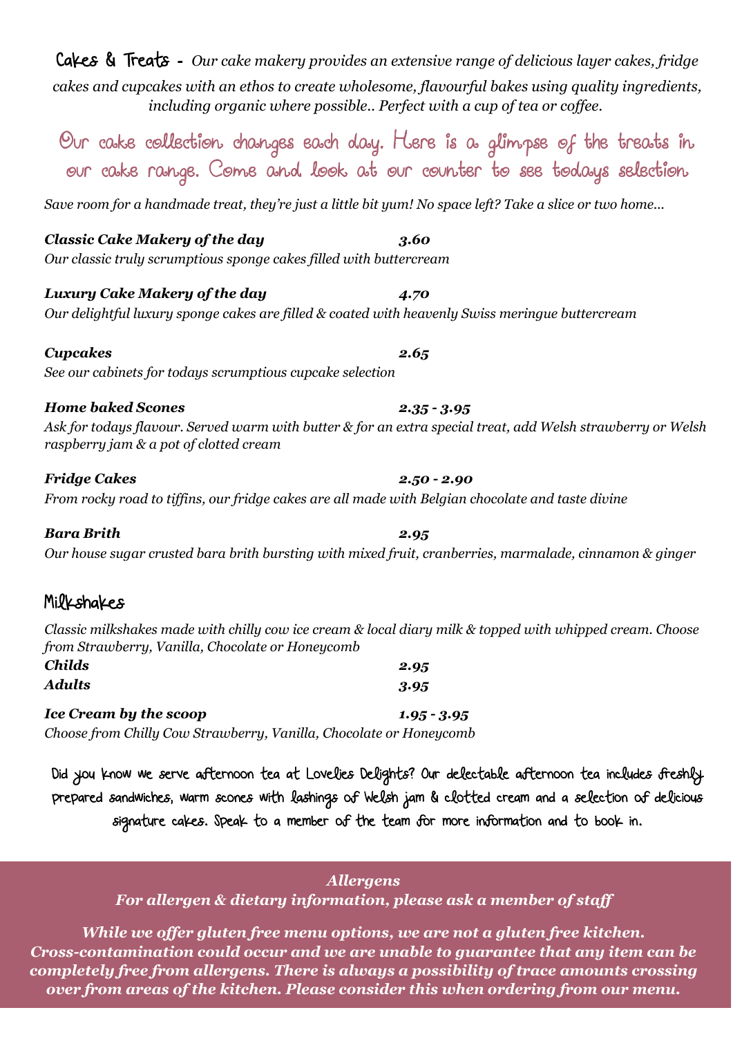## Cakes & Treats - *Our cake makery provides an extensive range of delicious layer cakes, fridge cakes and cupcakes with an ethos to create wholesome, flavourful bakes using quality ingredients, including organic where possible.. Perfect with a cup of tea or coffee.*

Our cake collection changes each day. Here is a glimpse of the treats in our cake range. Come and look at our counter to see todays selection

*Save room for a handmade treat, they're just a little bit yum! No space left? Take a slice or two home...*

***Classic Cake Makery of the day*** ***3.60***
*Our classic truly scrumptious sponge cakes filled with buttercream*

***Luxury Cake Makery of the day*** ***4.70***
*Our delightful luxury sponge cakes are filled & coated with heavenly Swiss meringue buttercream*

***Cupcakes*** ***2.65***
*See our cabinets for todays scrumptious cupcake selection*

***Home baked Scones*** ***2.35 - 3.95***
*Ask for todays flavour. Served warm with butter & for an extra special treat, add Welsh strawberry or Welsh raspberry jam & a pot of clotted cream*

***Fridge Cakes*** ***2.50 - 2.90***
*From rocky road to tiffins, our fridge cakes are all made with Belgian chocolate and taste divine*

***Bara Brith*** ***2.95***
*Our house sugar crusted bara brith bursting with mixed fruit, cranberries, marmalade, cinnamon & ginger*

## Milkshakes

*Classic milkshakes made with chilly cow ice cream & local diary milk & topped with whipped cream. Choose from Strawberry, Vanilla, Chocolate or Honeycomb*

***Childs*** ***2.95***
***Adults*** ***3.95***

***Ice Cream by the scoop*** ***1.95 - 3.95***
*Choose from Chilly Cow Strawberry, Vanilla, Chocolate or Honeycomb*

Did you know we serve afternoon tea at Lovelies Delights? Our delectable afternoon tea includes freshly prepared sandwiches, warm scones with lashings of Welsh jam & clotted cream and a selection of delicious signature cakes. Speak to a member of the team for more information and to book in.

***Allergens***
***For allergen & dietary information, please ask a member of staff***

***While we offer gluten free menu options, we are not a gluten free kitchen. Cross-contamination could occur and we are unable to guarantee that any item can be completely free from allergens. There is always a possibility of trace amounts crossing over from areas of the kitchen. Please consider this when ordering from our menu.***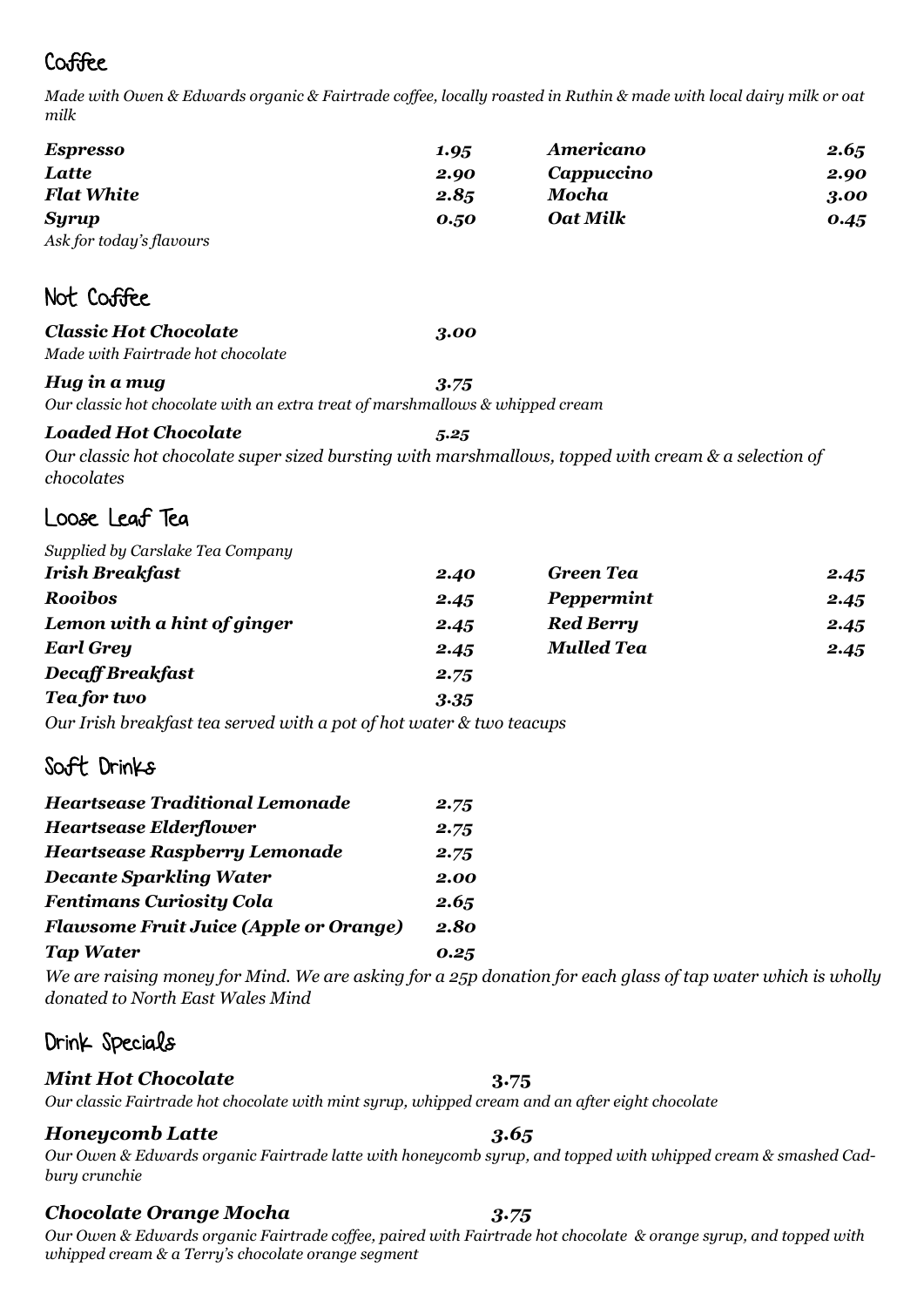## Coffee

*Made with Owen & Edwards organic & Fairtrade coffee, locally roasted in Ruthin & made with local dairy milk or oat milk*

| | | | |
|---|---|---|---|
| ***Espresso*** | ***1.95*** | ***Americano*** | ***2.65*** |
| ***Latte*** | ***2.90*** | ***Cappuccino*** | ***2.90*** |
| ***Flat White*** | ***2.85*** | ***Mocha*** | ***3.00*** |
| ***Syrup*** | ***0.50*** | ***Oat Milk*** | ***0.45*** |

*Ask for today's flavours*

## Not Coffee

***Classic Hot Chocolate*** ***3.00***
*Made with Fairtrade hot chocolate*

***Hug in a mug*** ***3.75***
*Our classic hot chocolate with an extra treat of marshmallows & whipped cream*

***Loaded Hot Chocolate*** ***5.25***
*Our classic hot chocolate super sized bursting with marshmallows, topped with cream & a selection of chocolates*

## Loose Leaf Tea

*Supplied by Carslake Tea Company*

| | | | |
|---|---|---|---|
| ***Irish Breakfast*** | ***2.40*** | ***Green Tea*** | ***2.45*** |
| ***Rooibos*** | ***2.45*** | ***Peppermint*** | ***2.45*** |
| ***Lemon with a hint of ginger*** | ***2.45*** | ***Red Berry*** | ***2.45*** |
| ***Earl Grey*** | ***2.45*** | ***Mulled Tea*** | ***2.45*** |
| ***Decaff Breakfast*** | ***2.75*** | | |
| ***Tea for two*** | ***3.35*** | | |

*Our Irish breakfast tea served with a pot of hot water & two teacups*

## Soft Drinks

| | |
|---|---|
| ***Heartsease Traditional Lemonade*** | ***2.75*** |
| ***Heartsease Elderflower*** | ***2.75*** |
| ***Heartsease Raspberry Lemonade*** | ***2.75*** |
| ***Decante Sparkling Water*** | ***2.00*** |
| ***Fentimans Curiosity Cola*** | ***2.65*** |
| ***Flawsome Fruit Juice (Apple or Orange)*** | ***2.80*** |
| ***Tap Water*** | ***0.25*** |

*We are raising money for Mind. We are asking for a 25p donation for each glass of tap water which is wholly donated to North East Wales Mind*

## Drink Specials

***Mint Hot Chocolate*** ***3.75***
*Our classic Fairtrade hot chocolate with mint syrup, whipped cream and an after eight chocolate*

***Honeycomb Latte*** ***3.65***
*Our Owen & Edwards organic Fairtrade latte with honeycomb syrup, and topped with whipped cream & smashed Cadbury crunchie*

***Chocolate Orange Mocha*** ***3.75***
*Our Owen & Edwards organic Fairtrade coffee, paired with Fairtrade hot chocolate & orange syrup, and topped with whipped cream & a Terry's chocolate orange segment*